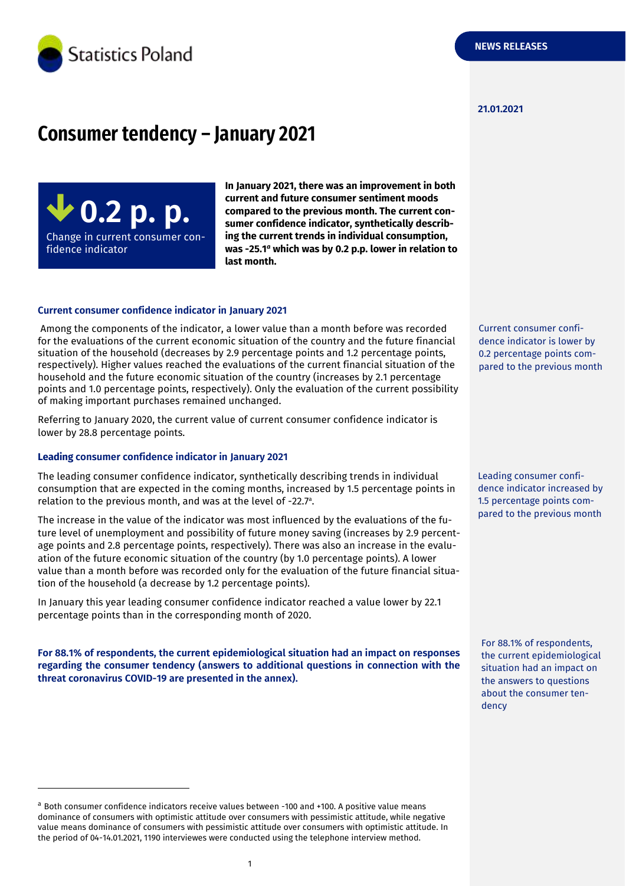Statistics Poland

NEWS RELEASES

21.01.2021

# Consumer tendency – January 2021

**0.2 p. p.**

Change in current consumer confidence indicator

**In January 2021, there was an improvement in both current and future consumer sentiment moods compared to the previous month. The current consumer confidence indicator, synthetically describing the current trends in individual consumption, was -25.1[a] which was by 0.2 p.p. lower in relation to last month.**

### Current consumer confidence indicator in January 2021

Current consumer confidence indicator is lower by 0.2 percentage points compared to the previous month

Among the components of the indicator, a lower value than a month before was recorded for the evaluations of the current economic situation of the country and the future financial situation of the household (decreases by 2.9 percentage points and 1.2 percentage points, respectively). Higher values reached the evaluations of the current financial situation of the household and the future economic situation of the country (increases by 2.1 percentage points and 1.0 percentage points, respectively). Only the evaluation of the current possibility of making important purchases remained unchanged.

Referring to January 2020, the current value of current consumer confidence indicator is lower by 28.8 percentage points.

### Leading consumer confidence indicator in January 2021

Leading consumer confidence indicator increased by 1.5 percentage points compared to the previous month

The leading consumer confidence indicator, synthetically describing trends in individual consumption that are expected in the coming months, increased by 1.5 percentage points in relation to the previous month, and was at the level of -22.7[a].

The increase in the value of the indicator was most influenced by the evaluations of the future level of unemployment and possibility of future money saving (increases by 2.9 percentage points and 2.8 percentage points, respectively). There was also an increase in the evaluation of the future economic situation of the country (by 1.0 percentage points). A lower value than a month before was recorded only for the evaluation of the future financial situation of the household (a decrease by 1.2 percentage points).

In January this year leading consumer confidence indicator reached a value lower by 22.1 percentage points than in the corresponding month of 2020.

For 88.1% of respondents, the current epidemiological situation had an impact on the answers to questions about the consumer tendency

**For 88.1% of respondents, the current epidemiological situation had an impact on responses regarding the consumer tendency (answers to additional questions in connection with the threat coronavirus COVID-19 are presented in the annex).**

---

[a] Both consumer confidence indicators receive values between -100 and +100. A positive value means dominance of consumers with optimistic attitude over consumers with pessimistic attitude, while negative value means dominance of consumers with pessimistic attitude over consumers with optimistic attitude. In the period of 04-14.01.2021, 1190 interviewes were conducted using the telephone interview method.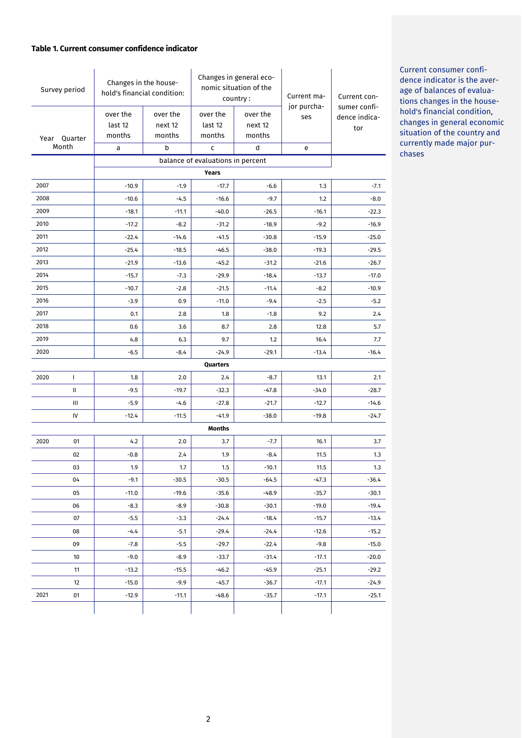**Table 1. Current consumer confidence indicator**

| Survey period | | Changes in the household's financial condition: | | Changes in general economic situation of the country : | | Current major purchases | Current consumer confidence indicator |
|---|---|---|---|---|---|---|---|
| Year | Quarter Month | over the last 12 months | over the next 12 months | over the last 12 months | over the next 12 months | | |
| | | a | b | c | d | e | |
| | | balance of evaluations in percent | | | | | |
| | | **Years** | | | | | |
| 2007 | | -10.9 | -1.9 | -17.7 | -6.6 | 1.3 | -7.1 |
| 2008 | | -10.6 | -4.5 | -16.6 | -9.7 | 1.2 | -8.0 |
| 2009 | | -18.1 | -11.1 | -40.0 | -26.5 | -16.1 | -22.3 |
| 2010 | | -17.2 | -8.2 | -31.2 | -18.9 | -9.2 | -16.9 |
| 2011 | | -22.4 | -14.6 | -41.5 | -30.8 | -15.9 | -25.0 |
| 2012 | | -25.4 | -18.5 | -46.5 | -38.0 | -19.3 | -29.5 |
| 2013 | | -21.9 | -13.6 | -45.2 | -31.2 | -21.6 | -26.7 |
| 2014 | | -15.7 | -7.3 | -29.9 | -18.4 | -13.7 | -17.0 |
| 2015 | | -10.7 | -2.8 | -21.5 | -11.4 | -8.2 | -10.9 |
| 2016 | | -3.9 | 0.9 | -11.0 | -9.4 | -2.5 | -5.2 |
| 2017 | | 0.1 | 2.8 | 1.8 | -1.8 | 9.2 | 2.4 |
| 2018 | | 0.6 | 3.6 | 8.7 | 2.8 | 12.8 | 5.7 |
| 2019 | | 4.8 | 6.3 | 9.7 | 1.2 | 16.4 | 7.7 |
| 2020 | | -6.5 | -8.4 | -24.9 | -29.1 | -13.4 | -16.4 |
| | | **Quarters** | | | | | |
| 2020 | I | 1.8 | 2.0 | 2.4 | -8.7 | 13.1 | 2.1 |
| | II | -9.5 | -19.7 | -32.3 | -47.8 | -34.0 | -28.7 |
| | III | -5.9 | -4.6 | -27.8 | -21.7 | -12.7 | -14.6 |
| | IV | -12.4 | -11.5 | -41.9 | -38.0 | -19.8 | -24.7 |
| | | **Months** | | | | | |
| 2020 | 01 | 4.2 | 2.0 | 3.7 | -7.7 | 16.1 | 3.7 |
| | 02 | -0.8 | 2.4 | 1.9 | -8.4 | 11.5 | 1.3 |
| | 03 | 1.9 | 1.7 | 1.5 | -10.1 | 11.5 | 1.3 |
| | 04 | -9.1 | -30.5 | -30.5 | -64.5 | -47.3 | -36.4 |
| | 05 | -11.0 | -19.6 | -35.6 | -48.9 | -35.7 | -30.1 |
| | 06 | -8.3 | -8.9 | -30.8 | -30.1 | -19.0 | -19.4 |
| | 07 | -5.5 | -3.3 | -24.4 | -18.4 | -15.7 | -13.4 |
| | 08 | -4.4 | -5.1 | -29.4 | -24.4 | -12.6 | -15.2 |
| | 09 | -7.8 | -5.5 | -29.7 | -22.4 | -9.8 | -15.0 |
| | 10 | -9.0 | -8.9 | -33.7 | -31.4 | -17.1 | -20.0 |
| | 11 | -13.2 | -15.5 | -46.2 | -45.9 | -25.1 | -29.2 |
| | 12 | -15.0 | -9.9 | -45.7 | -36.7 | -17.1 | -24.9 |
| 2021 | 01 | -12.9 | -11.1 | -48.6 | -35.7 | -17.1 | -25.1 |

Current consumer confidence indicator is the average of balances of evaluations changes in the household's financial condition, changes in general economic situation of the country and currently made major purchases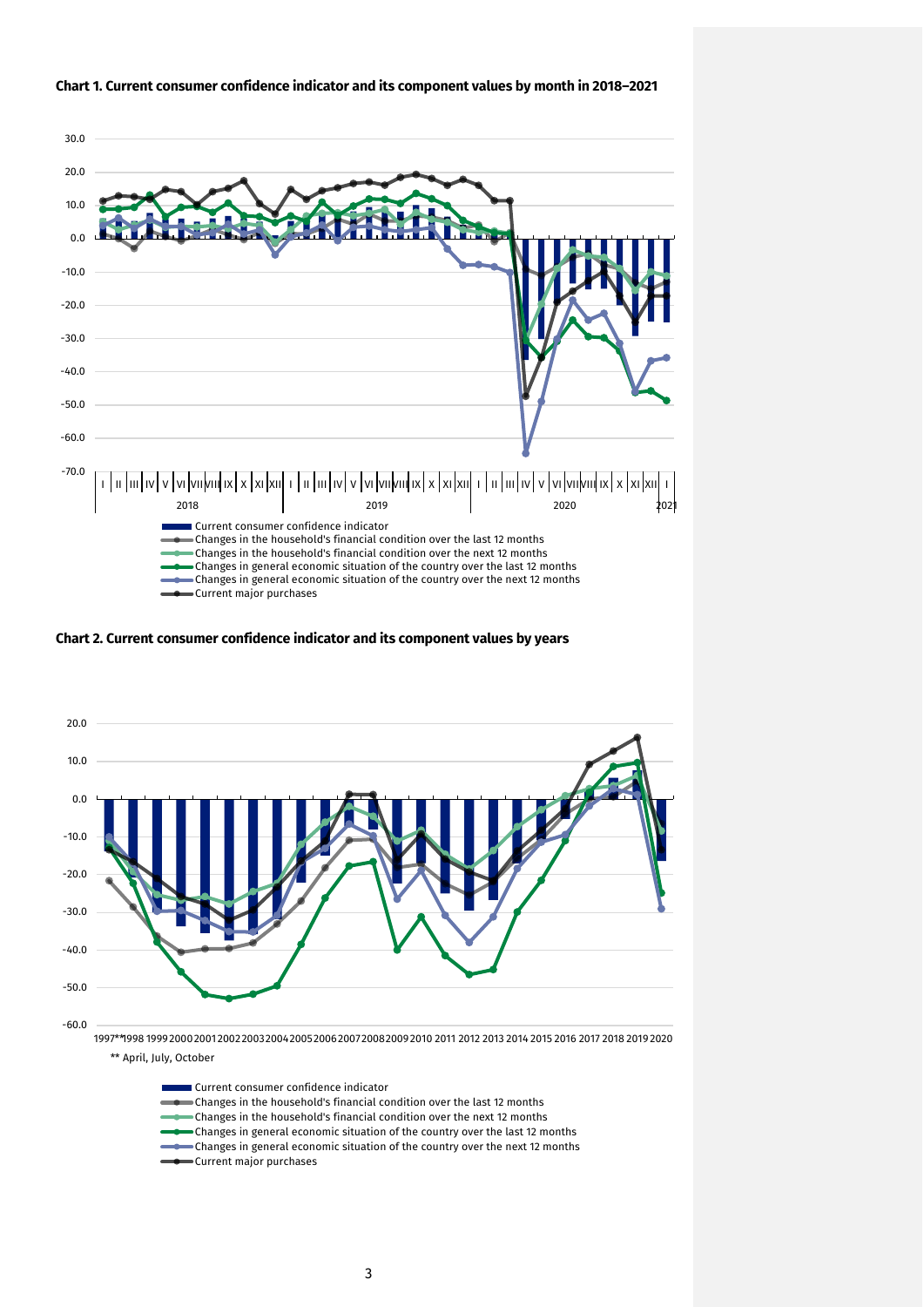**Chart 1. Current consumer confidence indicator and its component values by month in 2018–2021**

30.0
20.0
10.0
0.0
-10.0
-20.0
-30.0
-40.0
-50.0
-60.0
-70.0

I | II | III | IV | V | VI | VII | VIII | IX | X | XI | XII | I | II | III | IV | V | VI | VII | VIII | IX | X | XI | XII | I | II | III | IV | V | VI | VII | VIII | IX | X | XI | XII | I

2018 | 2019 | 2020 | 2021

- Current consumer confidence indicator
- Changes in the household's financial condition over the last 12 months
- Changes in the household's financial condition over the next 12 months
- Changes in general economic situation of the country over the last 12 months
- Changes in general economic situation of the country over the next 12 months
- Current major purchases

**Chart 2. Current consumer confidence indicator and its component values by years**

20.0
10.0
0.0
-10.0
-20.0
-30.0
-40.0
-50.0
-60.0

1997** 1998 1999 2000 2001 2002 2003 2004 2005 2006 2007 2008 2009 2010 2011 2012 2013 2014 2015 2016 2017 2018 2019 2020

** April, July, October

- Current consumer confidence indicator
- Changes in the household's financial condition over the last 12 months
- Changes in the household's financial condition over the next 12 months
- Changes in general economic situation of the country over the last 12 months
- Changes in general economic situation of the country over the next 12 months
- Current major purchases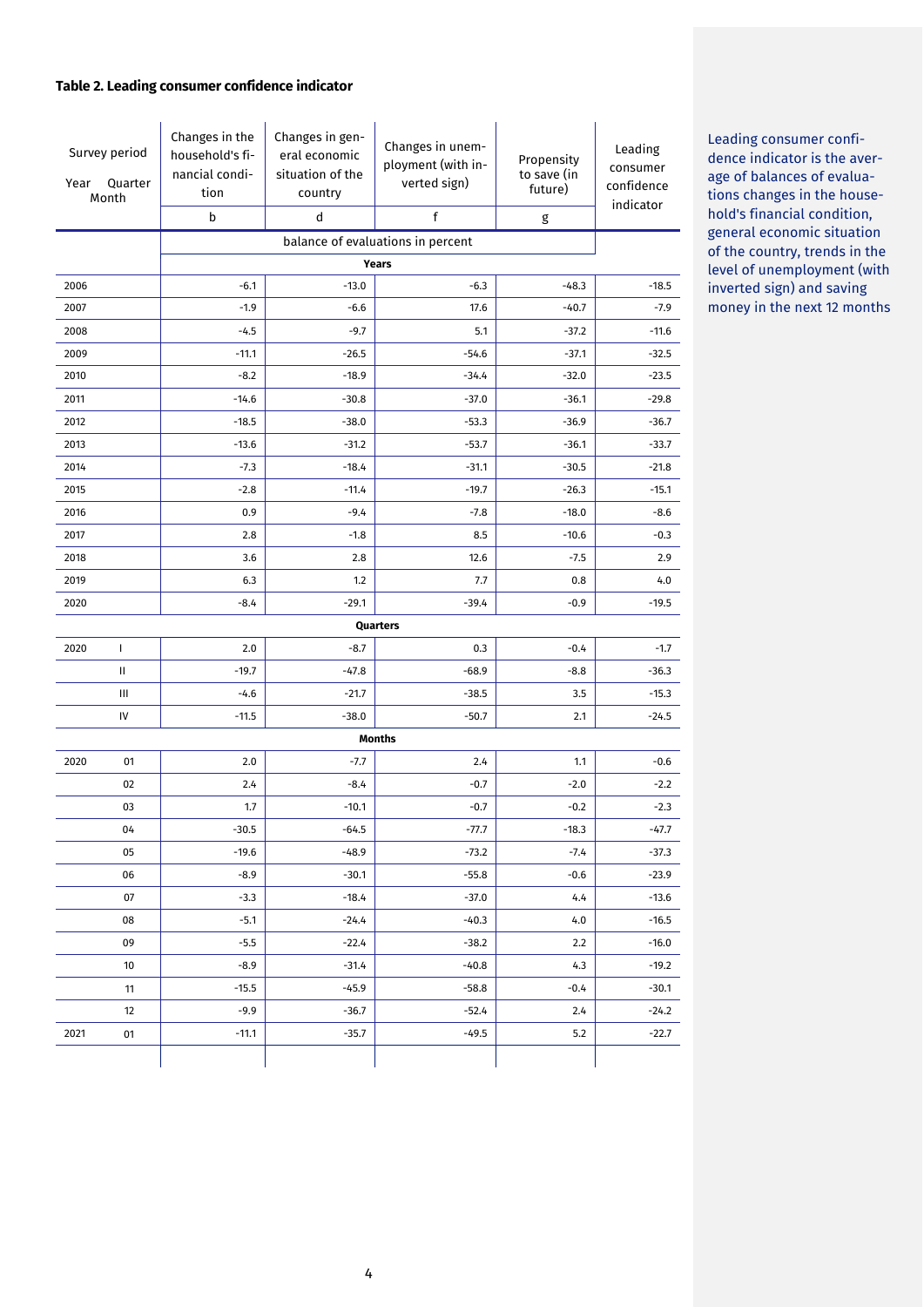### Table 2. Leading consumer confidence indicator

| Survey period Year | Quarter Month | Changes in the household's financial condition | Changes in general economic situation of the country | Changes in unemployment (with inverted sign) | Propensity to save (in future) | Leading consumer confidence indicator |
|---|---|---|---|---|---|---|
| | | b | d | f | g | |
| | | balance of evaluations in percent | | | | |
| **Years** | | | | | | |
| 2006 | | -6.1 | -13.0 | -6.3 | -48.3 | -18.5 |
| 2007 | | -1.9 | -6.6 | 17.6 | -40.7 | -7.9 |
| 2008 | | -4.5 | -9.7 | 5.1 | -37.2 | -11.6 |
| 2009 | | -11.1 | -26.5 | -54.6 | -37.1 | -32.5 |
| 2010 | | -8.2 | -18.9 | -34.4 | -32.0 | -23.5 |
| 2011 | | -14.6 | -30.8 | -37.0 | -36.1 | -29.8 |
| 2012 | | -18.5 | -38.0 | -53.3 | -36.9 | -36.7 |
| 2013 | | -13.6 | -31.2 | -53.7 | -36.1 | -33.7 |
| 2014 | | -7.3 | -18.4 | -31.1 | -30.5 | -21.8 |
| 2015 | | -2.8 | -11.4 | -19.7 | -26.3 | -15.1 |
| 2016 | | 0.9 | -9.4 | -7.8 | -18.0 | -8.6 |
| 2017 | | 2.8 | -1.8 | 8.5 | -10.6 | -0.3 |
| 2018 | | 3.6 | 2.8 | 12.6 | -7.5 | 2.9 |
| 2019 | | 6.3 | 1.2 | 7.7 | 0.8 | 4.0 |
| 2020 | | -8.4 | -29.1 | -39.4 | -0.9 | -19.5 |
| **Quarters** | | | | | | |
| 2020 | I | 2.0 | -8.7 | 0.3 | -0.4 | -1.7 |
| | II | -19.7 | -47.8 | -68.9 | -8.8 | -36.3 |
| | III | -4.6 | -21.7 | -38.5 | 3.5 | -15.3 |
| | IV | -11.5 | -38.0 | -50.7 | 2.1 | -24.5 |
| **Months** | | | | | | |
| 2020 | 01 | 2.0 | -7.7 | 2.4 | 1.1 | -0.6 |
| | 02 | 2.4 | -8.4 | -0.7 | -2.0 | -2.2 |
| | 03 | 1.7 | -10.1 | -0.7 | -0.2 | -2.3 |
| | 04 | -30.5 | -64.5 | -77.7 | -18.3 | -47.7 |
| | 05 | -19.6 | -48.9 | -73.2 | -7.4 | -37.3 |
| | 06 | -8.9 | -30.1 | -55.8 | -0.6 | -23.9 |
| | 07 | -3.3 | -18.4 | -37.0 | 4.4 | -13.6 |
| | 08 | -5.1 | -24.4 | -40.3 | 4.0 | -16.5 |
| | 09 | -5.5 | -22.4 | -38.2 | 2.2 | -16.0 |
| | 10 | -8.9 | -31.4 | -40.8 | 4.3 | -19.2 |
| | 11 | -15.5 | -45.9 | -58.8 | -0.4 | -30.1 |
| | 12 | -9.9 | -36.7 | -52.4 | 2.4 | -24.2 |
| 2021 | 01 | -11.1 | -35.7 | -49.5 | 5.2 | -22.7 |

Leading consumer confidence indicator is the average of balances of evaluations changes in the household's financial condition, general economic situation of the country, trends in the level of unemployment (with inverted sign) and saving money in the next 12 months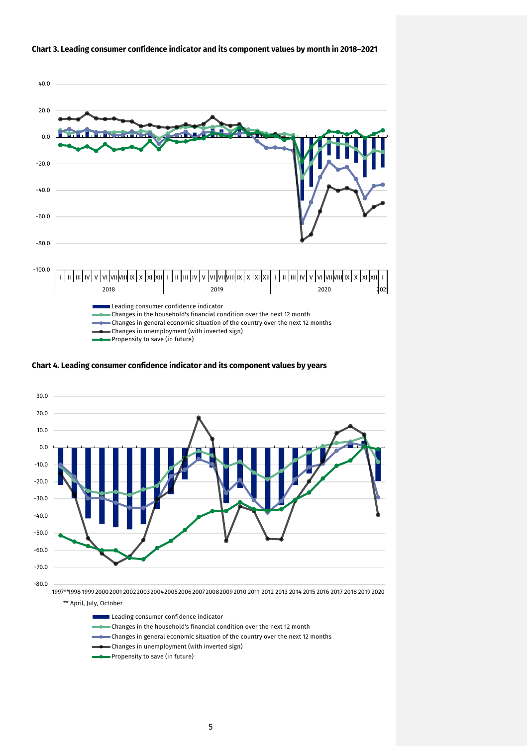**Chart 3. Leading consumer confidence indicator and its component values by month in 2018–2021**

- Leading consumer confidence indicator
- Changes in the household's financial condition over the next 12 month
- Changes in general economic situation of the country over the next 12 months
- Changes in unemployment (with inverted sign)
- Propensity to save (in future)

**Chart 4. Leading consumer confidence indicator and its component values by years**

** April, July, October

- Leading consumer confidence indicator
- Changes in the household's financial condition over the next 12 month
- Changes in general economic situation of the country over the next 12 months
- Changes in unemployment (with inverted sign)
- Propensity to save (in future)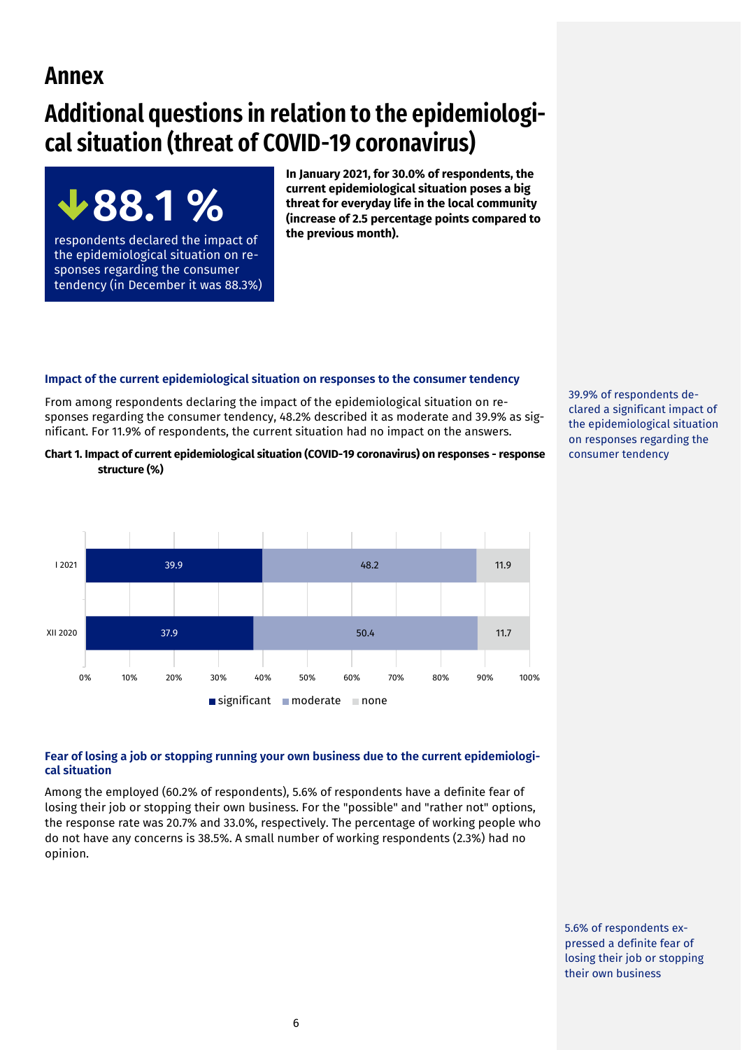# Annex

## Additional questions in relation to the epidemiological situation (threat of COVID-19 coronavirus)

**↓88.1 %**

respondents declared the impact of the epidemiological situation on responses regarding the consumer tendency (in December it was 88.3%)

**In January 2021, for 30.0% of respondents, the current epidemiological situation poses a big threat for everyday life in the local community (increase of 2.5 percentage points compared to the previous month).**

### Impact of the current epidemiological situation on responses to the consumer tendency

From among respondents declaring the impact of the epidemiological situation on responses regarding the consumer tendency, 48.2% described it as moderate and 39.9% as significant. For 11.9% of respondents, the current situation had no impact on the answers.

39.9% of respondents declared a significant impact of the epidemiological situation on responses regarding the consumer tendency

**Chart 1. Impact of current epidemiological situation (COVID-19 coronavirus) on responses - response structure (%)**

| | significant | moderate | none |
|---|---|---|---|
| I 2021 | 39.9 | 48.2 | 11.9 |
| XII 2020 | 37.9 | 50.4 | 11.7 |

### Fear of losing a job or stopping running your own business due to the current epidemiological situation

Among the employed (60.2% of respondents), 5.6% of respondents have a definite fear of losing their job or stopping their own business. For the "possible" and "rather not" options, the response rate was 20.7% and 33.0%, respectively. The percentage of working people who do not have any concerns is 38.5%. A small number of working respondents (2.3%) had no opinion.

5.6% of respondents expressed a definite fear of losing their job or stopping their own business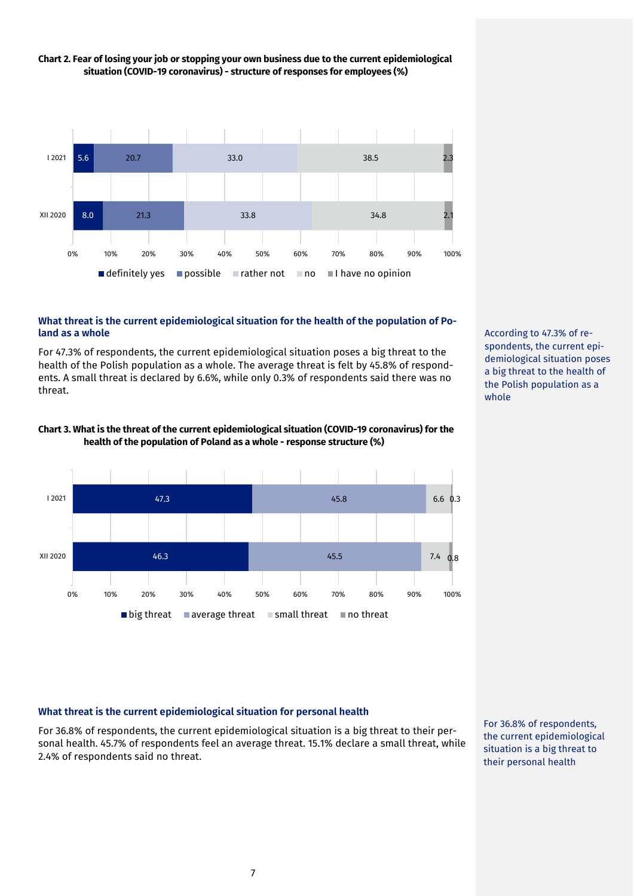**Chart 2. Fear of losing your job or stopping your own business due to the current epidemiological situation (COVID-19 coronavirus) - structure of responses for employees (%)**

| | definitely yes | possible | rather not | no | I have no opinion |
|---|---|---|---|---|---|
| I 2021 | 5.6 | 20.7 | 33.0 | 38.5 | 2.3 |
| XII 2020 | 8.0 | 21.3 | 33.8 | 34.8 | 2.1 |

### What threat is the current epidemiological situation for the health of the population of Poland as a whole

For 47.3% of respondents, the current epidemiological situation poses a big threat to the health of the Polish population as a whole. The average threat is felt by 45.8% of respondents. A small threat is declared by 6.6%, while only 0.3% of respondents said there was no threat.

According to 47.3% of respondents, the current epidemiological situation poses a big threat to the health of the Polish population as a whole

**Chart 3. What is the threat of the current epidemiological situation (COVID-19 coronavirus) for the health of the population of Poland as a whole - response structure (%)**

| | big threat | average threat | small threat | no threat |
|---|---|---|---|---|
| I 2021 | 47.3 | 45.8 | 6.6 | 0.3 |
| XII 2020 | 46.3 | 45.5 | 7.4 | 0.8 |

### What threat is the current epidemiological situation for personal health

For 36.8% of respondents, the current epidemiological situation is a big threat to their personal health. 45.7% of respondents feel an average threat. 15.1% declare a small threat, while 2.4% of respondents said no threat.

For 36.8% of respondents, the current epidemiological situation is a big threat to their personal health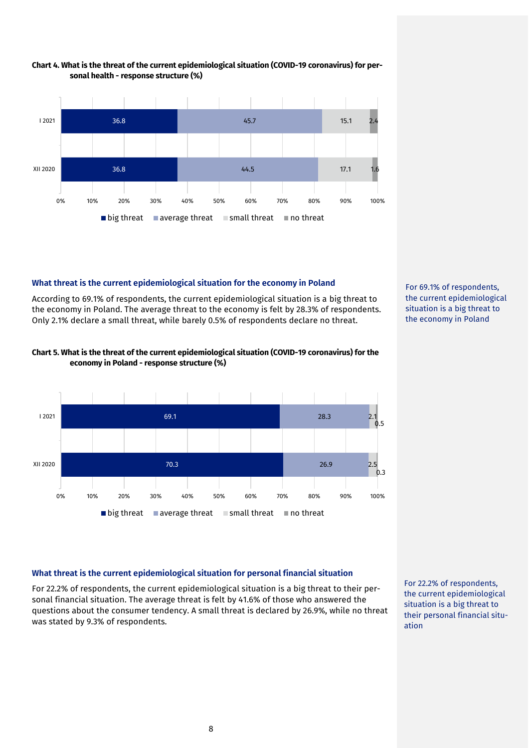**Chart 4. What is the threat of the current epidemiological situation (COVID-19 coronavirus) for personal health - response structure (%)**

| | big threat | average threat | small threat | no threat |
|---|---|---|---|---|
| I 2021 | 36.8 | 45.7 | 15.1 | 2.4 |
| XII 2020 | 36.8 | 44.5 | 17.1 | 1.6 |

### What threat is the current epidemiological situation for the economy in Poland

According to 69.1% of respondents, the current epidemiological situation is a big threat to the economy in Poland. The average threat to the economy is felt by 28.3% of respondents. Only 2.1% declare a small threat, while barely 0.5% of respondents declare no threat.

For 69.1% of respondents, the current epidemiological situation is a big threat to the economy in Poland

**Chart 5. What is the threat of the current epidemiological situation (COVID-19 coronavirus) for the economy in Poland - response structure (%)**

| | big threat | average threat | small threat | no threat |
|---|---|---|---|---|
| I 2021 | 69.1 | 28.3 | 2.1 | 0.5 |
| XII 2020 | 70.3 | 26.9 | 2.5 | 0.3 |

### What threat is the current epidemiological situation for personal financial situation

For 22.2% of respondents, the current epidemiological situation is a big threat to their personal financial situation. The average threat is felt by 41.6% of those who answered the questions about the consumer tendency. A small threat is declared by 26.9%, while no threat was stated by 9.3% of respondents.

For 22.2% of respondents, the current epidemiological situation is a big threat to their personal financial situation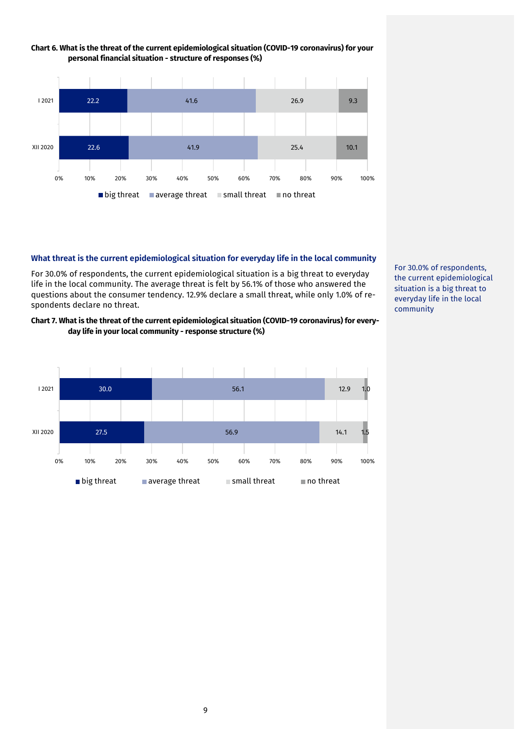**Chart 6. What is the threat of the current epidemiological situation (COVID-19 coronavirus) for your personal financial situation - structure of responses (%)**

| | big threat | average threat | small threat | no threat |
|---|---|---|---|---|
| I 2021 | 22.2 | 41.6 | 26.9 | 9.3 |
| XII 2020 | 22.6 | 41.9 | 25.4 | 10.1 |

### What threat is the current epidemiological situation for everyday life in the local community

For 30.0% of respondents, the current epidemiological situation is a big threat to everyday life in the local community. The average threat is felt by 56.1% of those who answered the questions about the consumer tendency. 12.9% declare a small threat, while only 1.0% of respondents declare no threat.

For 30.0% of respondents, the current epidemiological situation is a big threat to everyday life in the local community

**Chart 7. What is the threat of the current epidemiological situation (COVID-19 coronavirus) for everyday life in your local community - response structure (%)**

| | big threat | average threat | small threat | no threat |
|---|---|---|---|---|
| I 2021 | 30.0 | 56.1 | 12.9 | 1.0 |
| XII 2020 | 27.5 | 56.9 | 14.1 | 1.5 |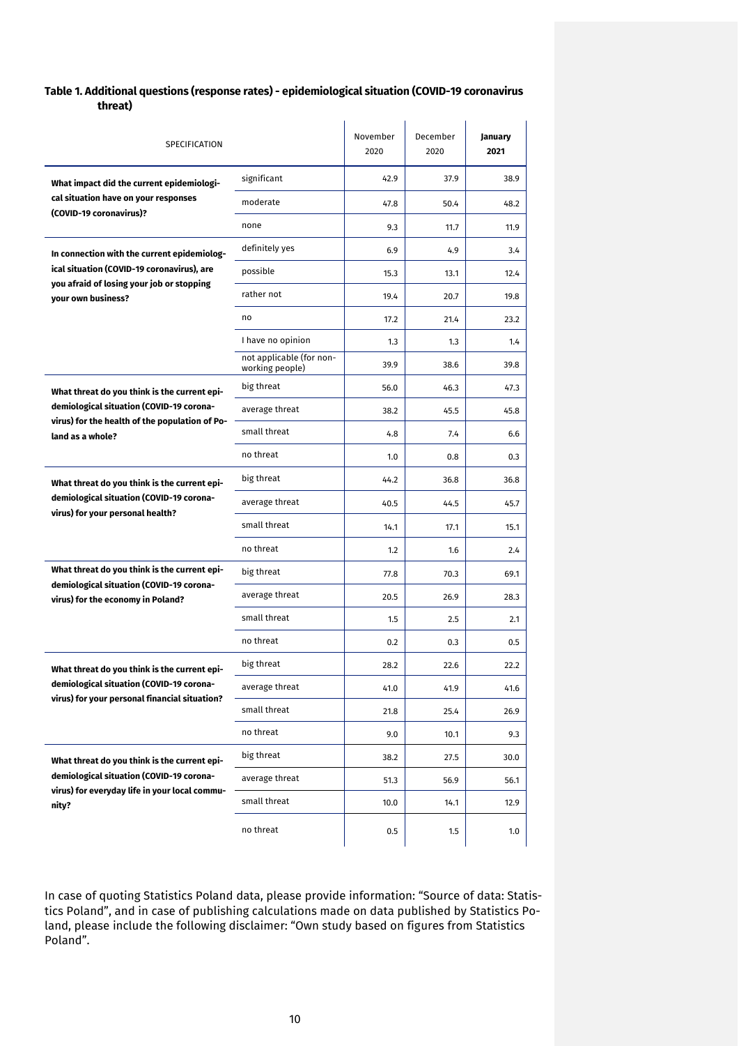**Table 1. Additional questions (response rates) - epidemiological situation (COVID-19 coronavirus threat)**

| SPECIFICATION | | November 2020 | December 2020 | **January 2021** |
|---|---|---|---|---|
| **What impact did the current epidemiological situation have on your responses (COVID-19 coronavirus)?** | significant | 42.9 | 37.9 | 38.9 |
| | moderate | 47.8 | 50.4 | 48.2 |
| | none | 9.3 | 11.7 | 11.9 |
| **In connection with the current epidemiological situation (COVID-19 coronavirus), are you afraid of losing your job or stopping your own business?** | definitely yes | 6.9 | 4.9 | 3.4 |
| | possible | 15.3 | 13.1 | 12.4 |
| | rather not | 19.4 | 20.7 | 19.8 |
| | no | 17.2 | 21.4 | 23.2 |
| | I have no opinion | 1.3 | 1.3 | 1.4 |
| | not applicable (for non-working people) | 39.9 | 38.6 | 39.8 |
| **What threat do you think is the current epidemiological situation (COVID-19 coronavirus) for the health of the population of Poland as a whole?** | big threat | 56.0 | 46.3 | 47.3 |
| | average threat | 38.2 | 45.5 | 45.8 |
| | small threat | 4.8 | 7.4 | 6.6 |
| | no threat | 1.0 | 0.8 | 0.3 |
| **What threat do you think is the current epidemiological situation (COVID-19 coronavirus) for your personal health?** | big threat | 44.2 | 36.8 | 36.8 |
| | average threat | 40.5 | 44.5 | 45.7 |
| | small threat | 14.1 | 17.1 | 15.1 |
| | no threat | 1.2 | 1.6 | 2.4 |
| **What threat do you think is the current epidemiological situation (COVID-19 coronavirus) for the economy in Poland?** | big threat | 77.8 | 70.3 | 69.1 |
| | average threat | 20.5 | 26.9 | 28.3 |
| | small threat | 1.5 | 2.5 | 2.1 |
| | no threat | 0.2 | 0.3 | 0.5 |
| **What threat do you think is the current epidemiological situation (COVID-19 coronavirus) for your personal financial situation?** | big threat | 28.2 | 22.6 | 22.2 |
| | average threat | 41.0 | 41.9 | 41.6 |
| | small threat | 21.8 | 25.4 | 26.9 |
| | no threat | 9.0 | 10.1 | 9.3 |
| **What threat do you think is the current epidemiological situation (COVID-19 coronavirus) for everyday life in your local community?** | big threat | 38.2 | 27.5 | 30.0 |
| | average threat | 51.3 | 56.9 | 56.1 |
| | small threat | 10.0 | 14.1 | 12.9 |
| | no threat | 0.5 | 1.5 | 1.0 |

In case of quoting Statistics Poland data, please provide information: "Source of data: Statistics Poland", and in case of publishing calculations made on data published by Statistics Poland, please include the following disclaimer: "Own study based on figures from Statistics Poland".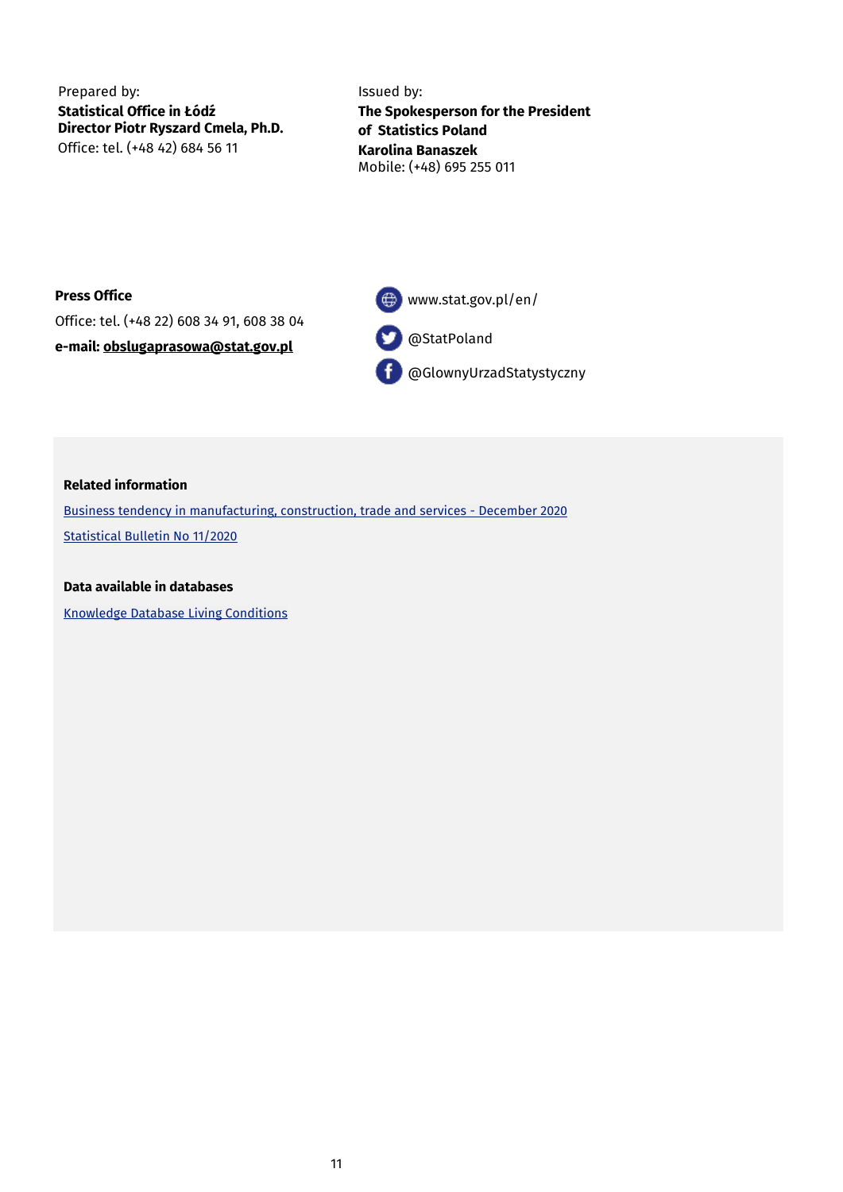Prepared by:
**Statistical Office in Łódź**
**Director Piotr Ryszard Cmela, Ph.D.**
Office: tel. (+48 42) 684 56 11

Issued by:
**The Spokesperson for the President of Statistics Poland**
**Karolina Banaszek**
Mobile: (+48) 695 255 011

**Press Office**
Office: tel. (+48 22) 608 34 91, 608 38 04
**e-mail: obslugaprasowa@stat.gov.pl**

www.stat.gov.pl/en/
@StatPoland
@GlownyUrzadStatystyczny

**Related information**

Business tendency in manufacturing, construction, trade and services - December 2020

Statistical Bulletin No 11/2020

**Data available in databases**

Knowledge Database Living Conditions